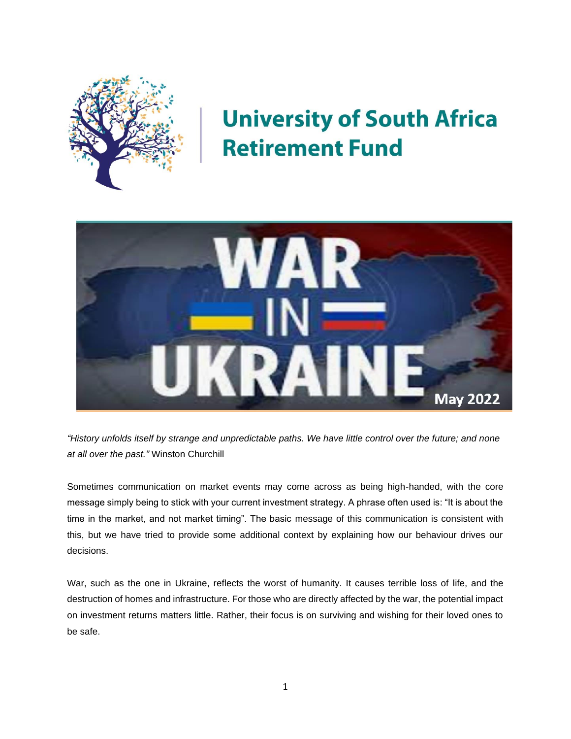# University of South Africa Retirement Fund

# WAR IN UKRAINE

May 2022

*"History unfolds itself by strange and unpredictable paths. We have little control over the future; and none at all over the past."* Winston Churchill

Sometimes communication on market events may come across as being high-handed, with the core message simply being to stick with your current investment strategy. A phrase often used is: "It is about the time in the market, and not market timing". The basic message of this communication is consistent with this, but we have tried to provide some additional context by explaining how our behaviour drives our decisions.

War, such as the one in Ukraine, reflects the worst of humanity. It causes terrible loss of life, and the destruction of homes and infrastructure. For those who are directly affected by the war, the potential impact on investment returns matters little. Rather, their focus is on surviving and wishing for their loved ones to be safe.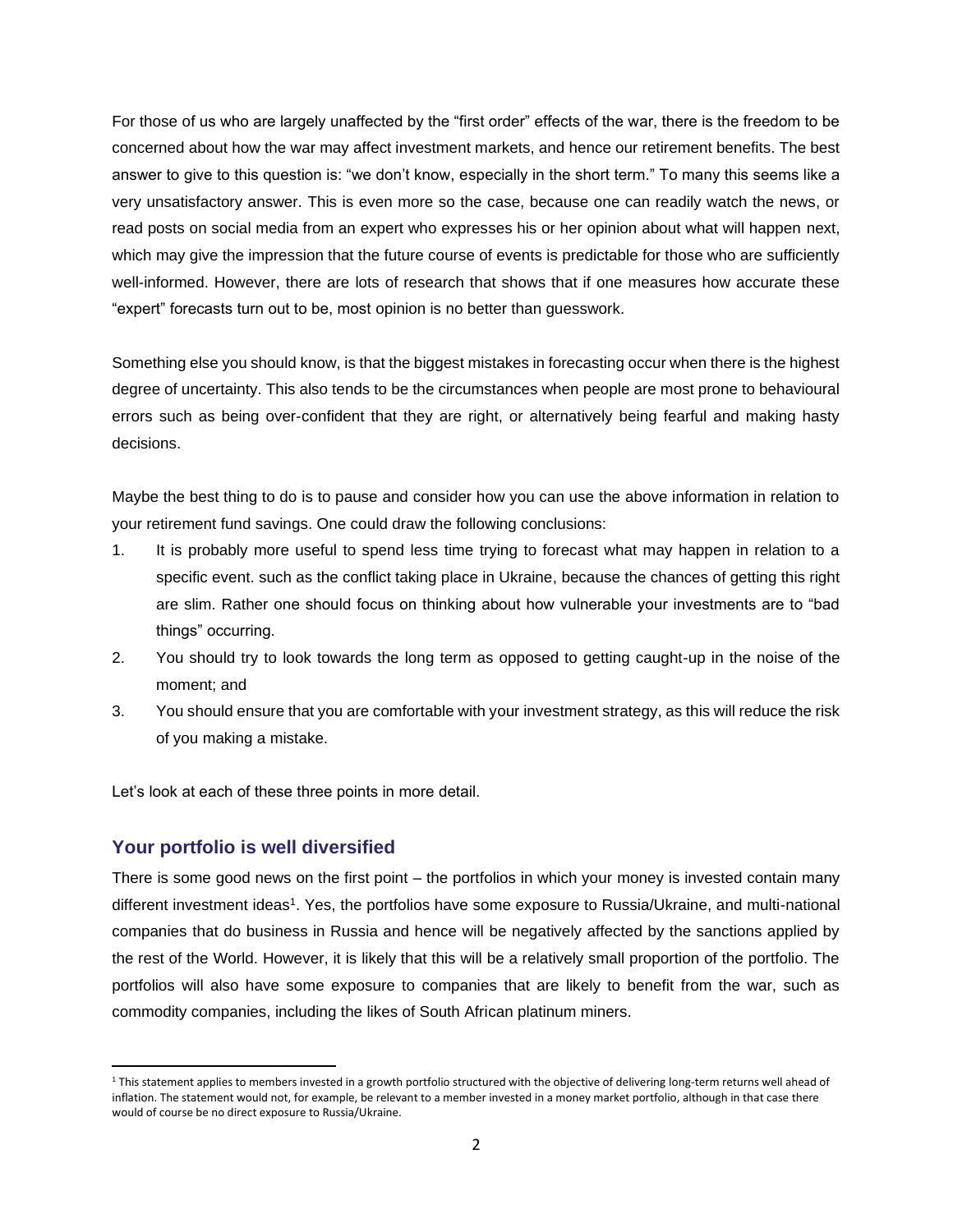For those of us who are largely unaffected by the "first order" effects of the war, there is the freedom to be concerned about how the war may affect investment markets, and hence our retirement benefits. The best answer to give to this question is: "we don't know, especially in the short term." To many this seems like a very unsatisfactory answer. This is even more so the case, because one can readily watch the news, or read posts on social media from an expert who expresses his or her opinion about what will happen next, which may give the impression that the future course of events is predictable for those who are sufficiently well-informed. However, there are lots of research that shows that if one measures how accurate these "expert" forecasts turn out to be, most opinion is no better than guesswork.

Something else you should know, is that the biggest mistakes in forecasting occur when there is the highest degree of uncertainty. This also tends to be the circumstances when people are most prone to behavioural errors such as being over-confident that they are right, or alternatively being fearful and making hasty decisions.

Maybe the best thing to do is to pause and consider how you can use the above information in relation to your retirement fund savings. One could draw the following conclusions:

1. It is probably more useful to spend less time trying to forecast what may happen in relation to a specific event. such as the conflict taking place in Ukraine, because the chances of getting this right are slim. Rather one should focus on thinking about how vulnerable your investments are to "bad things" occurring.
2. You should try to look towards the long term as opposed to getting caught-up in the noise of the moment; and
3. You should ensure that you are comfortable with your investment strategy, as this will reduce the risk of you making a mistake.

Let's look at each of these three points in more detail.

## Your portfolio is well diversified

There is some good news on the first point – the portfolios in which your money is invested contain many different investment ideas[1]. Yes, the portfolios have some exposure to Russia/Ukraine, and multi-national companies that do business in Russia and hence will be negatively affected by the sanctions applied by the rest of the World. However, it is likely that this will be a relatively small proportion of the portfolio. The portfolios will also have some exposure to companies that are likely to benefit from the war, such as commodity companies, including the likes of South African platinum miners.

---

[1] This statement applies to members invested in a growth portfolio structured with the objective of delivering long-term returns well ahead of inflation. The statement would not, for example, be relevant to a member invested in a money market portfolio, although in that case there would of course be no direct exposure to Russia/Ukraine.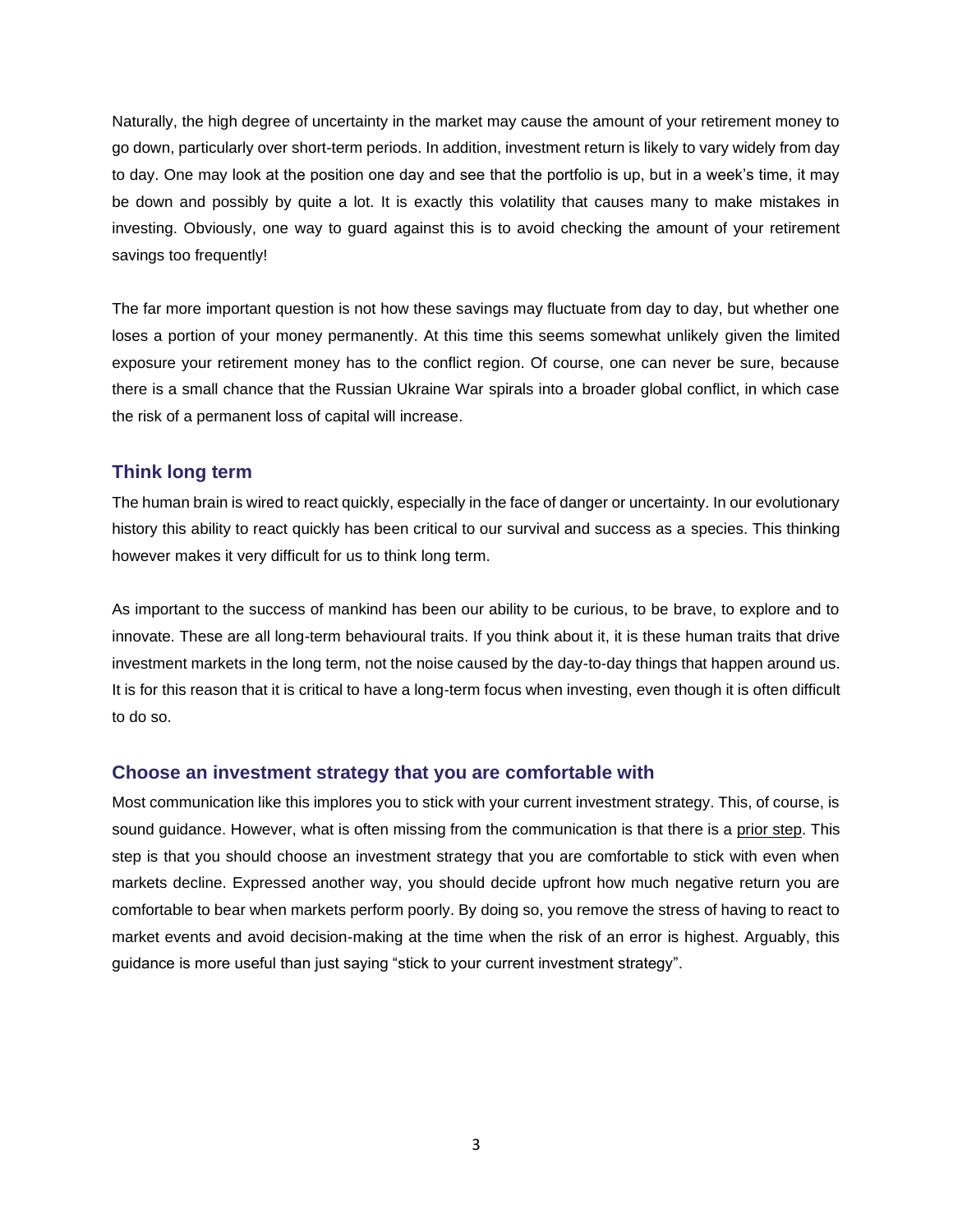Naturally, the high degree of uncertainty in the market may cause the amount of your retirement money to go down, particularly over short-term periods. In addition, investment return is likely to vary widely from day to day. One may look at the position one day and see that the portfolio is up, but in a week's time, it may be down and possibly by quite a lot. It is exactly this volatility that causes many to make mistakes in investing. Obviously, one way to guard against this is to avoid checking the amount of your retirement savings too frequently!

The far more important question is not how these savings may fluctuate from day to day, but whether one loses a portion of your money permanently. At this time this seems somewhat unlikely given the limited exposure your retirement money has to the conflict region. Of course, one can never be sure, because there is a small chance that the Russian Ukraine War spirals into a broader global conflict, in which case the risk of a permanent loss of capital will increase.

## Think long term

The human brain is wired to react quickly, especially in the face of danger or uncertainty. In our evolutionary history this ability to react quickly has been critical to our survival and success as a species. This thinking however makes it very difficult for us to think long term.

As important to the success of mankind has been our ability to be curious, to be brave, to explore and to innovate. These are all long-term behavioural traits. If you think about it, it is these human traits that drive investment markets in the long term, not the noise caused by the day-to-day things that happen around us. It is for this reason that it is critical to have a long-term focus when investing, even though it is often difficult to do so.

## Choose an investment strategy that you are comfortable with

Most communication like this implores you to stick with your current investment strategy. This, of course, is sound guidance. However, what is often missing from the communication is that there is a prior step. This step is that you should choose an investment strategy that you are comfortable to stick with even when markets decline. Expressed another way, you should decide upfront how much negative return you are comfortable to bear when markets perform poorly. By doing so, you remove the stress of having to react to market events and avoid decision-making at the time when the risk of an error is highest. Arguably, this guidance is more useful than just saying "stick to your current investment strategy".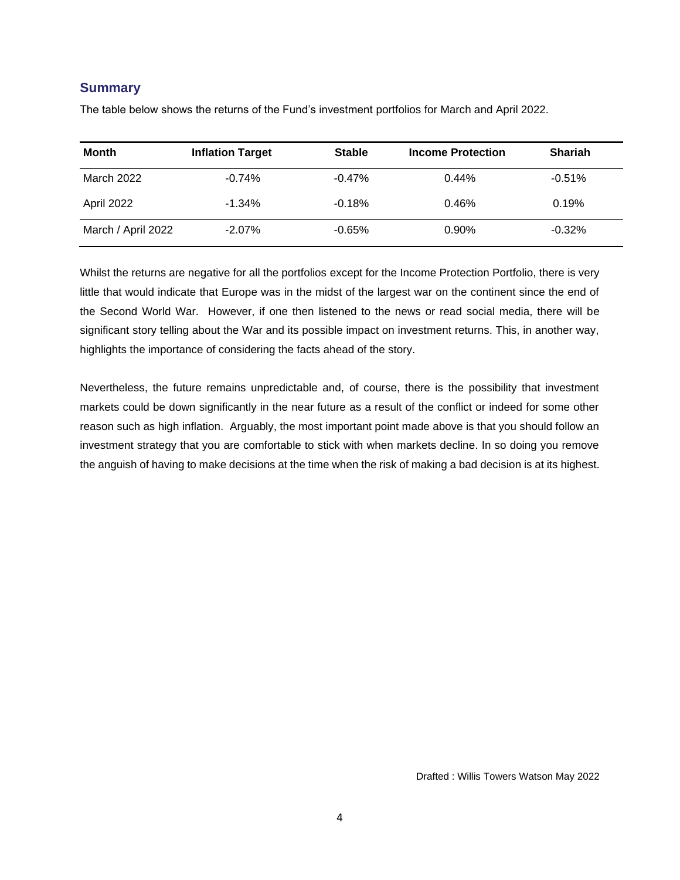## Summary

The table below shows the returns of the Fund's investment portfolios for March and April 2022.

| Month | Inflation Target | Stable | Income Protection | Shariah |
|---|---|---|---|---|
| March 2022 | -0.74% | -0.47% | 0.44% | -0.51% |
| April 2022 | -1.34% | -0.18% | 0.46% | 0.19% |
| March / April 2022 | -2.07% | -0.65% | 0.90% | -0.32% |

Whilst the returns are negative for all the portfolios except for the Income Protection Portfolio, there is very little that would indicate that Europe was in the midst of the largest war on the continent since the end of the Second World War. However, if one then listened to the news or read social media, there will be significant story telling about the War and its possible impact on investment returns. This, in another way, highlights the importance of considering the facts ahead of the story.

Nevertheless, the future remains unpredictable and, of course, there is the possibility that investment markets could be down significantly in the near future as a result of the conflict or indeed for some other reason such as high inflation. Arguably, the most important point made above is that you should follow an investment strategy that you are comfortable to stick with when markets decline. In so doing you remove the anguish of having to make decisions at the time when the risk of making a bad decision is at its highest.

Drafted : Willis Towers Watson May 2022